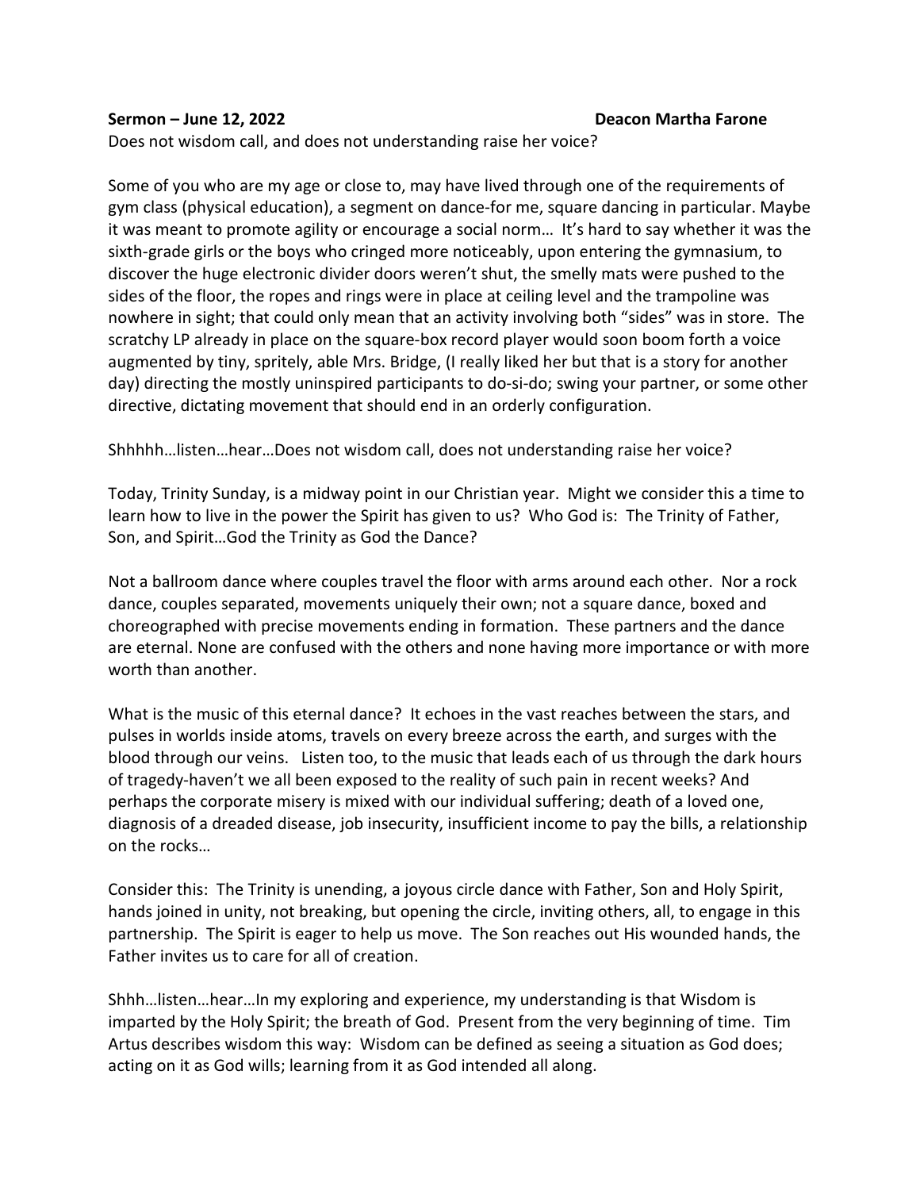**Sermon – June 12, 2022** **Deacon Martha Farone**

Does not wisdom call, and does not understanding raise her voice?

Some of you who are my age or close to, may have lived through one of the requirements of gym class (physical education), a segment on dance-for me, square dancing in particular. Maybe it was meant to promote agility or encourage a social norm… It's hard to say whether it was the sixth-grade girls or the boys who cringed more noticeably, upon entering the gymnasium, to discover the huge electronic divider doors weren't shut, the smelly mats were pushed to the sides of the floor, the ropes and rings were in place at ceiling level and the trampoline was nowhere in sight; that could only mean that an activity involving both "sides" was in store. The scratchy LP already in place on the square-box record player would soon boom forth a voice augmented by tiny, spritely, able Mrs. Bridge, (I really liked her but that is a story for another day) directing the mostly uninspired participants to do-si-do; swing your partner, or some other directive, dictating movement that should end in an orderly configuration.

Shhhhh…listen…hear…Does not wisdom call, does not understanding raise her voice?

Today, Trinity Sunday, is a midway point in our Christian year. Might we consider this a time to learn how to live in the power the Spirit has given to us? Who God is: The Trinity of Father, Son, and Spirit…God the Trinity as God the Dance?

Not a ballroom dance where couples travel the floor with arms around each other. Nor a rock dance, couples separated, movements uniquely their own; not a square dance, boxed and choreographed with precise movements ending in formation. These partners and the dance are eternal. None are confused with the others and none having more importance or with more worth than another.

What is the music of this eternal dance? It echoes in the vast reaches between the stars, and pulses in worlds inside atoms, travels on every breeze across the earth, and surges with the blood through our veins. Listen too, to the music that leads each of us through the dark hours of tragedy-haven't we all been exposed to the reality of such pain in recent weeks? And perhaps the corporate misery is mixed with our individual suffering; death of a loved one, diagnosis of a dreaded disease, job insecurity, insufficient income to pay the bills, a relationship on the rocks…

Consider this: The Trinity is unending, a joyous circle dance with Father, Son and Holy Spirit, hands joined in unity, not breaking, but opening the circle, inviting others, all, to engage in this partnership. The Spirit is eager to help us move. The Son reaches out His wounded hands, the Father invites us to care for all of creation.

Shhh…listen…hear…In my exploring and experience, my understanding is that Wisdom is imparted by the Holy Spirit; the breath of God. Present from the very beginning of time. Tim Artus describes wisdom this way: Wisdom can be defined as seeing a situation as God does; acting on it as God wills; learning from it as God intended all along.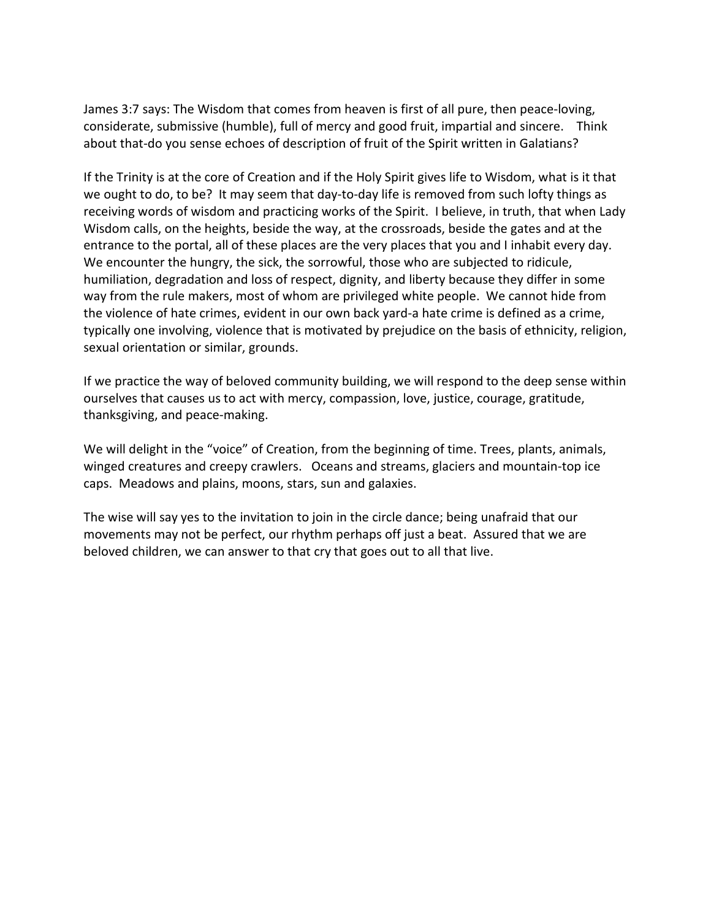James 3:7 says: The Wisdom that comes from heaven is first of all pure, then peace-loving, considerate, submissive (humble), full of mercy and good fruit, impartial and sincere. Think about that-do you sense echoes of description of fruit of the Spirit written in Galatians?

If the Trinity is at the core of Creation and if the Holy Spirit gives life to Wisdom, what is it that we ought to do, to be? It may seem that day-to-day life is removed from such lofty things as receiving words of wisdom and practicing works of the Spirit. I believe, in truth, that when Lady Wisdom calls, on the heights, beside the way, at the crossroads, beside the gates and at the entrance to the portal, all of these places are the very places that you and I inhabit every day. We encounter the hungry, the sick, the sorrowful, those who are subjected to ridicule, humiliation, degradation and loss of respect, dignity, and liberty because they differ in some way from the rule makers, most of whom are privileged white people. We cannot hide from the violence of hate crimes, evident in our own back yard-a hate crime is defined as a crime, typically one involving, violence that is motivated by prejudice on the basis of ethnicity, religion, sexual orientation or similar, grounds.

If we practice the way of beloved community building, we will respond to the deep sense within ourselves that causes us to act with mercy, compassion, love, justice, courage, gratitude, thanksgiving, and peace-making.

We will delight in the "voice" of Creation, from the beginning of time. Trees, plants, animals, winged creatures and creepy crawlers. Oceans and streams, glaciers and mountain-top ice caps. Meadows and plains, moons, stars, sun and galaxies.

The wise will say yes to the invitation to join in the circle dance; being unafraid that our movements may not be perfect, our rhythm perhaps off just a beat. Assured that we are beloved children, we can answer to that cry that goes out to all that live.